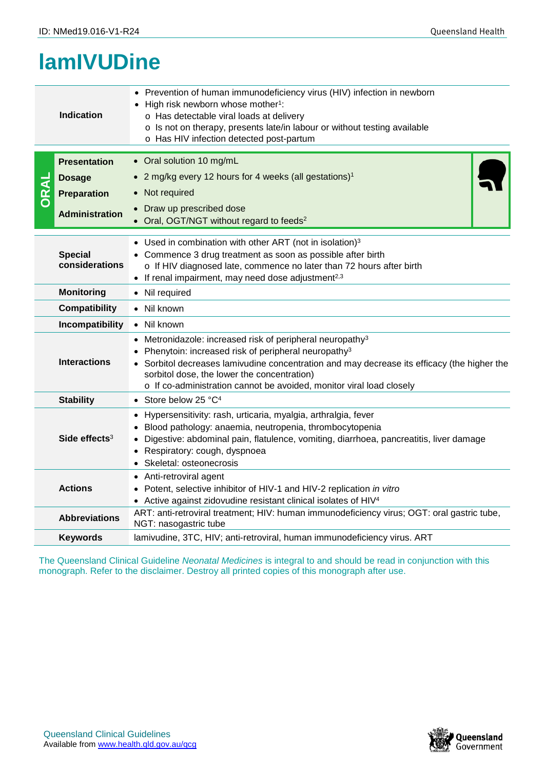# lamIVUDine

| | |
|---|---|
| **Indication** | • Prevention of human immunodeficiency virus (HIV) infection in newborn<br>• High risk newborn whose mother[1]:<br>o Has detectable viral loads at delivery<br>o Is not on therapy, presents late/in labour or without testing available<br>o Has HIV infection detected post-partum |

| ORAL | | |
|---|---|---|
| | **Presentation** | • Oral solution 10 mg/mL |
| | **Dosage** | • 2 mg/kg every 12 hours for 4 weeks (all gestations)[1] |
| | **Preparation** | • Not required |
| | **Administration** | • Draw up prescribed dose<br>• Oral, OGT/NGT without regard to feeds[2] |

| | |
|---|---|
| **Special considerations** | • Used in combination with other ART (not in isolation)[3]<br>• Commence 3 drug treatment as soon as possible after birth<br>o If HIV diagnosed late, commence no later than 72 hours after birth<br>• If renal impairment, may need dose adjustment[2,3] |
| **Monitoring** | • Nil required |
| **Compatibility** | • Nil known |
| **Incompatibility** | • Nil known |
| **Interactions** | • Metronidazole: increased risk of peripheral neuropathy[3]<br>• Phenytoin: increased risk of peripheral neuropathy[3]<br>• Sorbitol decreases lamivudine concentration and may decrease its efficacy (the higher the sorbitol dose, the lower the concentration)<br>o If co-administration cannot be avoided, monitor viral load closely |
| **Stability** | • Store below 25 °C[4] |
| **Side effects**[3] | • Hypersensitivity: rash, urticaria, myalgia, arthralgia, fever<br>• Blood pathology: anaemia, neutropenia, thrombocytopenia<br>• Digestive: abdominal pain, flatulence, vomiting, diarrhoea, pancreatitis, liver damage<br>• Respiratory: cough, dyspnoea<br>• Skeletal: osteonecrosis |
| **Actions** | • Anti-retroviral agent<br>• Potent, selective inhibitor of HIV-1 and HIV-2 replication *in vitro*<br>• Active against zidovudine resistant clinical isolates of HIV[4] |
| **Abbreviations** | ART: anti-retroviral treatment; HIV: human immunodeficiency virus; OGT: oral gastric tube, NGT: nasogastric tube |
| **Keywords** | lamivudine, 3TC, HIV; anti-retroviral, human immunodeficiency virus. ART |

The Queensland Clinical Guideline *Neonatal Medicines* is integral to and should be read in conjunction with this monograph. Refer to the disclaimer. Destroy all printed copies of this monograph after use.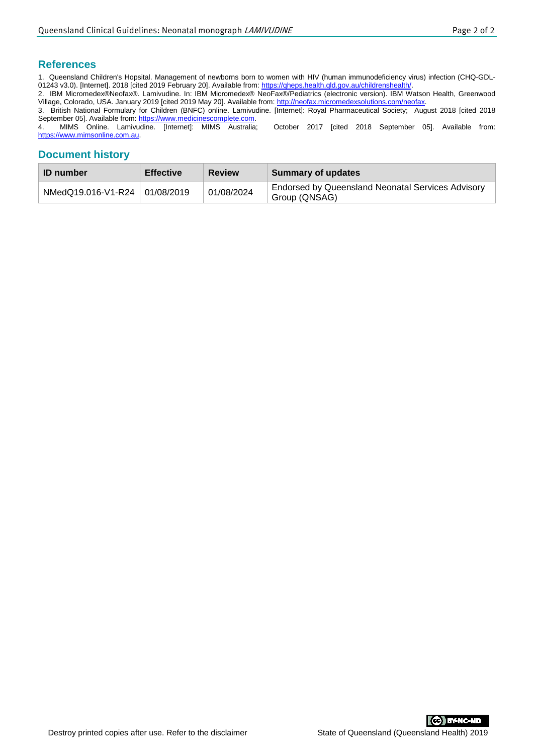## References

1. Queensland Children's Hopsital. Management of newborns born to women with HIV (human immunodeficiency virus) infection (CHQ-GDL-01243 v3.0). [Internet]. 2018 [cited 2019 February 20]. Available from: https://qheps.health.qld.gov.au/childrenshealth/.
2. IBM Micromedex®Neofax®. Lamivudine. In: IBM Micromedex® NeoFax®/Pediatrics (electronic version). IBM Watson Health, Greenwood Village, Colorado, USA. January 2019 [cited 2019 May 20]. Available from: http://neofax.micromedexsolutions.com/neofax.
3. British National Formulary for Children (BNFC) online. Lamivudine. [Internet]: Royal Pharmaceutical Society; August 2018 [cited 2018 September 05]. Available from: https://www.medicinescomplete.com.
4. MIMS Online. Lamivudine. [Internet]: MIMS Australia; October 2017 [cited 2018 September 05]. Available from: https://www.mimsonline.com.au.

## Document history

| ID number | Effective | Review | Summary of updates |
|---|---|---|---|
| NMedQ19.016-V1-R24 | 01/08/2019 | 01/08/2024 | Endorsed by Queensland Neonatal Services Advisory Group (QNSAG) |

Destroy printed copies after use. Refer to the disclaimer

State of Queensland (Queensland Health) 2019